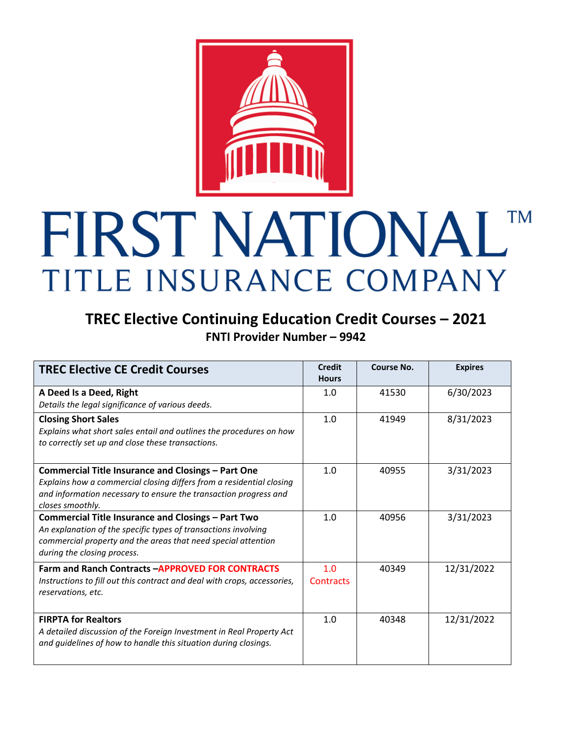# FIRST NATIONAL™
## TITLE INSURANCE COMPANY

## TREC Elective Continuing Education Credit Courses – 2021

**FNTI Provider Number – 9942**

| TREC Elective CE Credit Courses | Credit Hours | Course No. | Expires |
|---|---|---|---|
| **A Deed Is a Deed, Right**<br>*Details the legal significance of various deeds.* | 1.0 | 41530 | 6/30/2023 |
| **Closing Short Sales**<br>*Explains what short sales entail and outlines the procedures on how to correctly set up and close these transactions.* | 1.0 | 41949 | 8/31/2023 |
| **Commercial Title Insurance and Closings – Part One**<br>*Explains how a commercial closing differs from a residential closing and information necessary to ensure the transaction progress and closes smoothly.* | 1.0 | 40955 | 3/31/2023 |
| **Commercial Title Insurance and Closings – Part Two**<br>*An explanation of the specific types of transactions involving commercial property and the areas that need special attention during the closing process.* | 1.0 | 40956 | 3/31/2023 |
| **Farm and Ranch Contracts –APPROVED FOR CONTRACTS**<br>*Instructions to fill out this contract and deal with crops, accessories, reservations, etc.* | 1.0 Contracts | 40349 | 12/31/2022 |
| **FIRPTA for Realtors**<br>*A detailed discussion of the Foreign Investment in Real Property Act and guidelines of how to handle this situation during closings.* | 1.0 | 40348 | 12/31/2022 |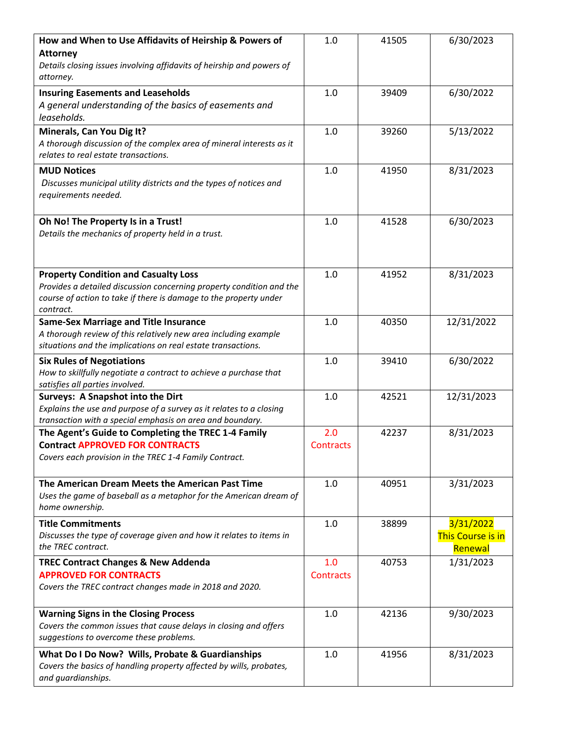| | | | |
|---|---|---|---|
| **How and When to Use Affidavits of Heirship & Powers of Attorney**<br>*Details closing issues involving affidavits of heirship and powers of attorney.* | 1.0 | 41505 | 6/30/2023 |
| **Insuring Easements and Leaseholds**<br>*A general understanding of the basics of easements and leaseholds.* | 1.0 | 39409 | 6/30/2022 |
| **Minerals, Can You Dig It?**<br>*A thorough discussion of the complex area of mineral interests as it relates to real estate transactions.* | 1.0 | 39260 | 5/13/2022 |
| **MUD Notices**<br>*Discusses municipal utility districts and the types of notices and requirements needed.* | 1.0 | 41950 | 8/31/2023 |
| **Oh No! The Property Is in a Trust!**<br>*Details the mechanics of property held in a trust.* | 1.0 | 41528 | 6/30/2023 |
| **Property Condition and Casualty Loss**<br>*Provides a detailed discussion concerning property condition and the course of action to take if there is damage to the property under contract.* | 1.0 | 41952 | 8/31/2023 |
| **Same-Sex Marriage and Title Insurance**<br>*A thorough review of this relatively new area including example situations and the implications on real estate transactions.* | 1.0 | 40350 | 12/31/2022 |
| **Six Rules of Negotiations**<br>*How to skillfully negotiate a contract to achieve a purchase that satisfies all parties involved.* | 1.0 | 39410 | 6/30/2022 |
| **Surveys: A Snapshot into the Dirt**<br>*Explains the use and purpose of a survey as it relates to a closing transaction with a special emphasis on area and boundary.* | 1.0 | 42521 | 12/31/2023 |
| **The Agent's Guide to Completing the TREC 1-4 Family Contract APPROVED FOR CONTRACTS**<br>*Covers each provision in the TREC 1-4 Family Contract.* | 2.0 Contracts | 42237 | 8/31/2023 |
| **The American Dream Meets the American Past Time**<br>*Uses the game of baseball as a metaphor for the American dream of home ownership.* | 1.0 | 40951 | 3/31/2023 |
| **Title Commitments**<br>*Discusses the type of coverage given and how it relates to items in the TREC contract.* | 1.0 | 38899 | 3/31/2022 This Course is in Renewal |
| **TREC Contract Changes & New Addenda**<br>**APPROVED FOR CONTRACTS**<br>*Covers the TREC contract changes made in 2018 and 2020.* | 1.0 Contracts | 40753 | 1/31/2023 |
| **Warning Signs in the Closing Process**<br>*Covers the common issues that cause delays in closing and offers suggestions to overcome these problems.* | 1.0 | 42136 | 9/30/2023 |
| **What Do I Do Now? Wills, Probate & Guardianships**<br>*Covers the basics of handling property affected by wills, probates, and guardianships.* | 1.0 | 41956 | 8/31/2023 |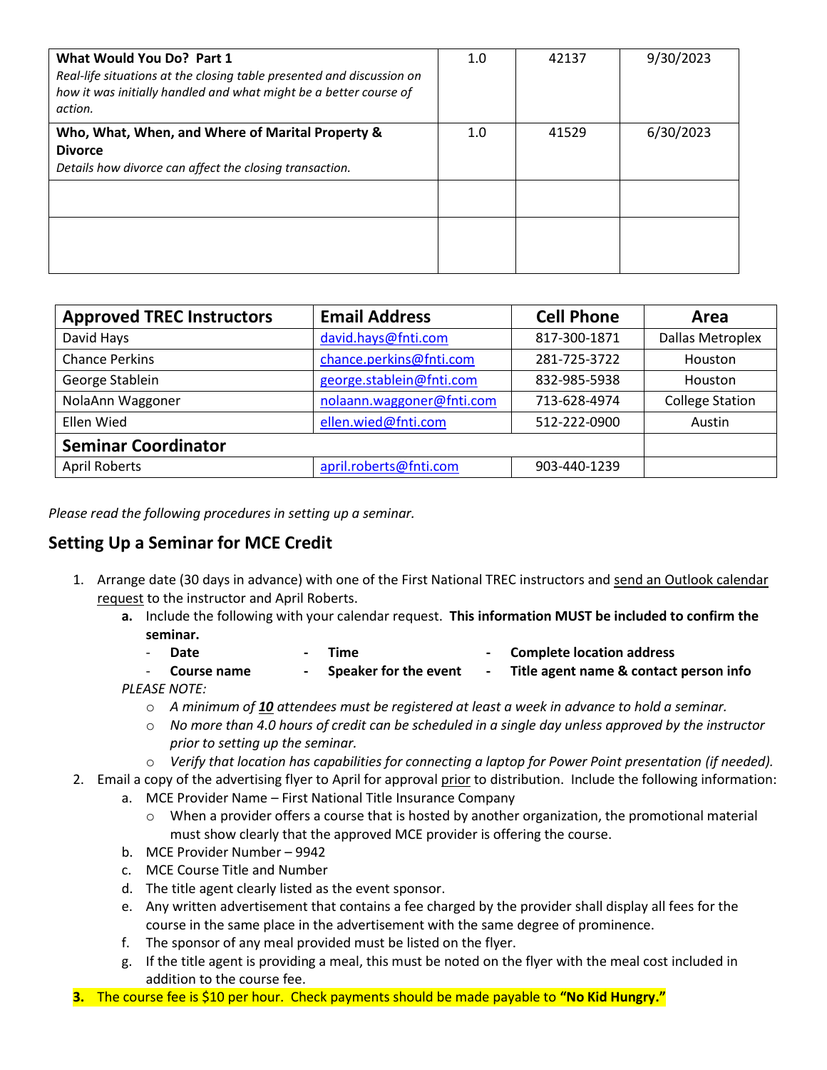| | | | |
|---|---|---|---|
| **What Would You Do? Part 1**<br>*Real-life situations at the closing table presented and discussion on how it was initially handled and what might be a better course of action.* | 1.0 | 42137 | 9/30/2023 |
| **Who, What, When, and Where of Marital Property & Divorce**<br>*Details how divorce can affect the closing transaction.* | 1.0 | 41529 | 6/30/2023 |
| | | | |
| | | | |

| Approved TREC Instructors | Email Address | Cell Phone | Area |
|---|---|---|---|
| David Hays | david.hays@fnti.com | 817-300-1871 | Dallas Metroplex |
| Chance Perkins | chance.perkins@fnti.com | 281-725-3722 | Houston |
| George Stablein | george.stablein@fnti.com | 832-985-5938 | Houston |
| NolaAnn Waggoner | nolaann.waggoner@fnti.com | 713-628-4974 | College Station |
| Ellen Wied | ellen.wied@fnti.com | 512-222-0900 | Austin |
| **Seminar Coordinator** | | | |
| April Roberts | april.roberts@fnti.com | 903-440-1239 | |

*Please read the following procedures in setting up a seminar.*

## Setting Up a Seminar for MCE Credit

1. Arrange date (30 days in advance) with one of the First National TREC instructors and send an Outlook calendar request to the instructor and April Roberts.
   a. Include the following with your calendar request. **This information MUST be included to confirm the seminar.**
      - **Date**
      - **Time**
      - **Complete location address**
      - **Course name**
      - **Speaker for the event**
      - **Title agent name & contact person info**

   *PLEASE NOTE:*
   - *A minimum of **10** attendees must be registered at least a week in advance to hold a seminar.*
   - *No more than 4.0 hours of credit can be scheduled in a single day unless approved by the instructor prior to setting up the seminar.*
   - *Verify that location has capabilities for connecting a laptop for Power Point presentation (if needed).*
2. Email a copy of the advertising flyer to April for approval prior to distribution. Include the following information:
   a. MCE Provider Name – First National Title Insurance Company
      - When a provider offers a course that is hosted by another organization, the promotional material must show clearly that the approved MCE provider is offering the course.
   b. MCE Provider Number – 9942
   c. MCE Course Title and Number
   d. The title agent clearly listed as the event sponsor.
   e. Any written advertisement that contains a fee charged by the provider shall display all fees for the course in the same place in the advertisement with the same degree of prominence.
   f. The sponsor of any meal provided must be listed on the flyer.
   g. If the title agent is providing a meal, this must be noted on the flyer with the meal cost included in addition to the course fee.
3. The course fee is $10 per hour. Check payments should be made payable to **"No Kid Hungry."**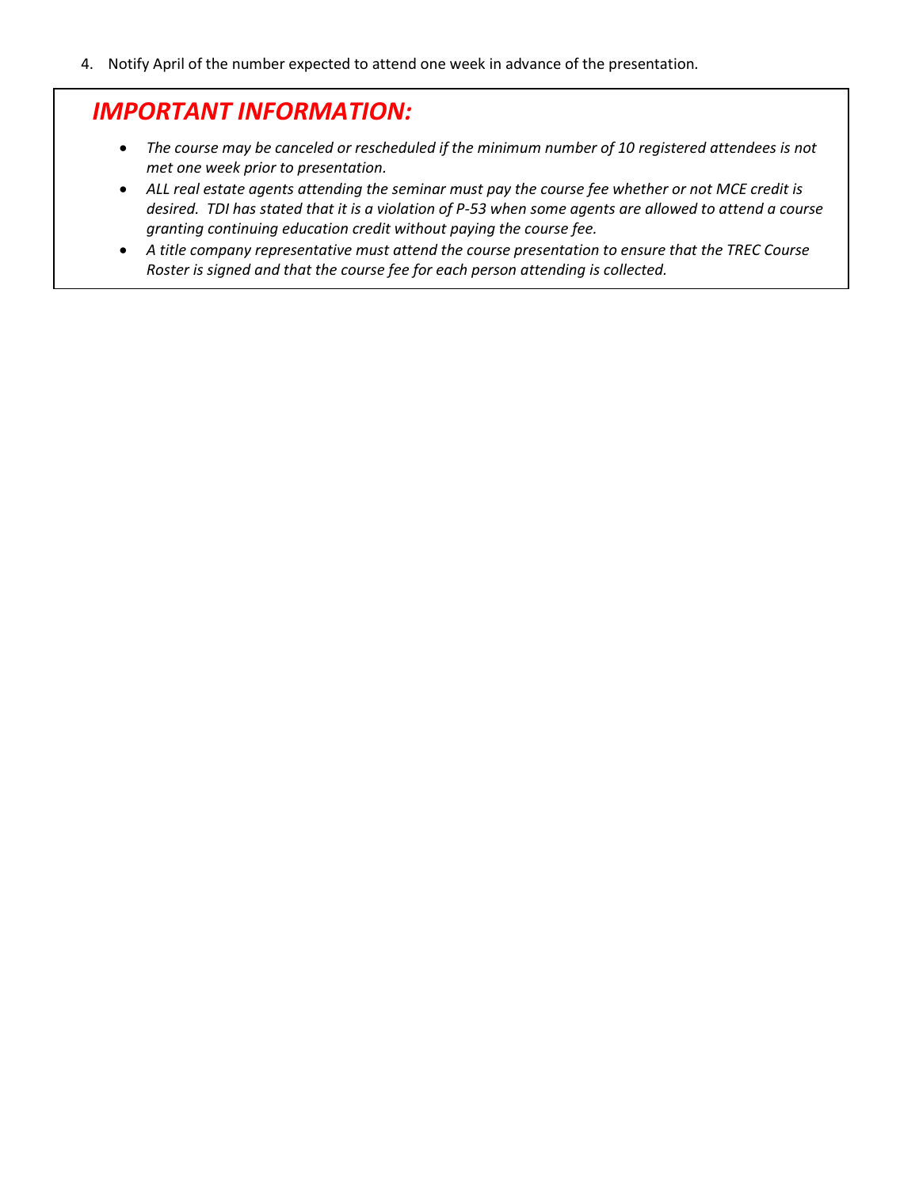4. Notify April of the number expected to attend one week in advance of the presentation.

## *IMPORTANT INFORMATION:*

- *The course may be canceled or rescheduled if the minimum number of 10 registered attendees is not met one week prior to presentation.*
- *ALL real estate agents attending the seminar must pay the course fee whether or not MCE credit is desired. TDI has stated that it is a violation of P-53 when some agents are allowed to attend a course granting continuing education credit without paying the course fee.*
- *A title company representative must attend the course presentation to ensure that the TREC Course Roster is signed and that the course fee for each person attending is collected.*